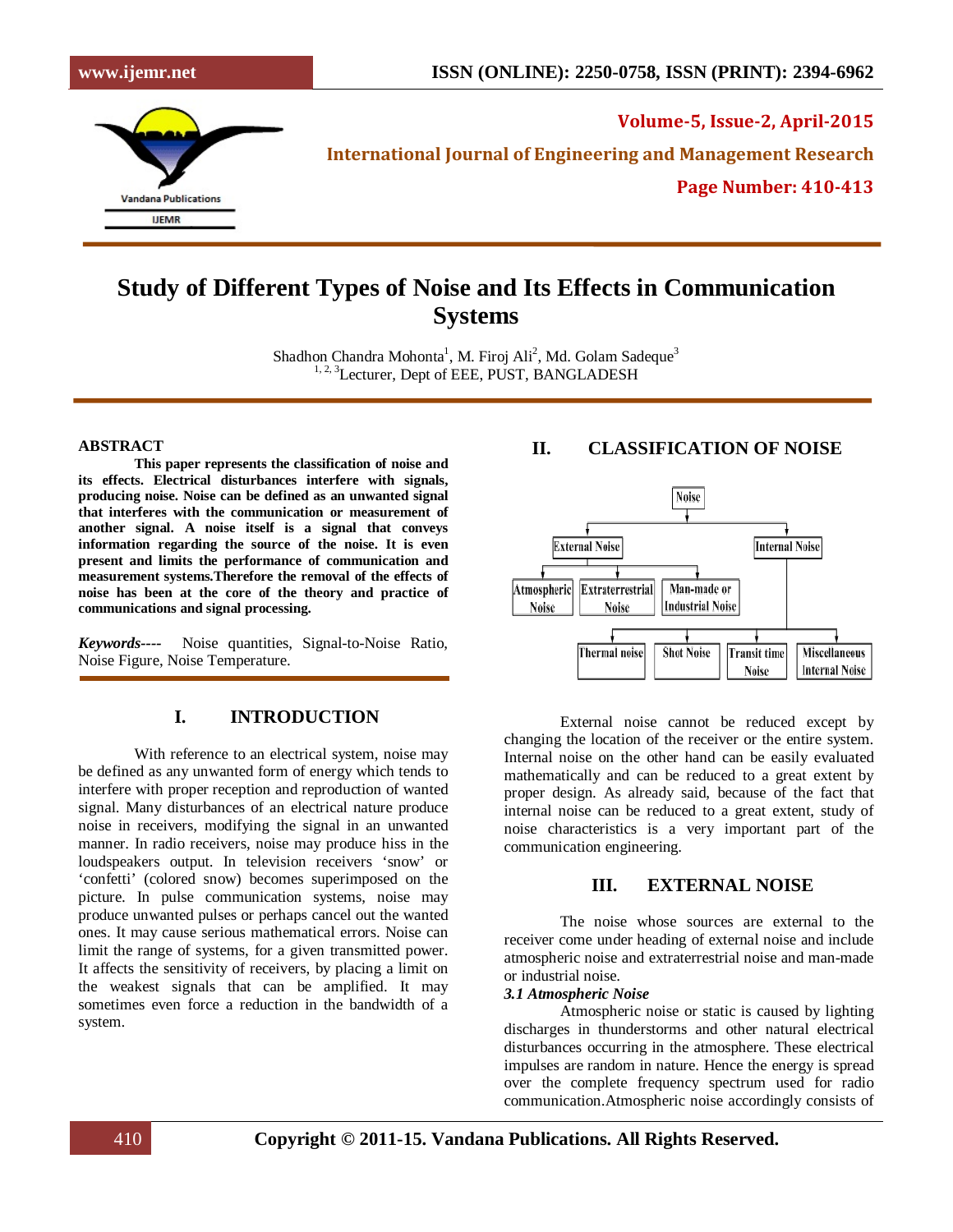# Study of Different Types of Noise and Its Effects in Communication Systems

Shadhon Chandra Mohonta[1], M. Firoj Ali[2], Md. Golam Sadeque[3]

[1, 2, 3]Lecturer, Dept of EEE, PUST, BANGLADESH

## ABSTRACT

**This paper represents the classification of noise and its effects. Electrical disturbances interfere with signals, producing noise. Noise can be defined as an unwanted signal that interferes with the communication or measurement of another signal. A noise itself is a signal that conveys information regarding the source of the noise. It is even present and limits the performance of communication and measurement systems.Therefore the removal of the effects of noise has been at the core of the theory and practice of communications and signal processing.**

***Keywords*----** Noise quantities, Signal-to-Noise Ratio, Noise Figure, Noise Temperature.

## I. INTRODUCTION

With reference to an electrical system, noise may be defined as any unwanted form of energy which tends to interfere with proper reception and reproduction of wanted signal. Many disturbances of an electrical nature produce noise in receivers, modifying the signal in an unwanted manner. In radio receivers, noise may produce hiss in the loudspeakers output. In television receivers 'snow' or 'confetti' (colored snow) becomes superimposed on the picture. In pulse communication systems, noise may produce unwanted pulses or perhaps cancel out the wanted ones. It may cause serious mathematical errors. Noise can limit the range of systems, for a given transmitted power. It affects the sensitivity of receivers, by placing a limit on the weakest signals that can be amplified. It may sometimes even force a reduction in the bandwidth of a system.

## II. CLASSIFICATION OF NOISE

- Noise
  - External Noise
    - Atmospheric Noise
    - Extraterrestrial Noise
    - Man-made or Industrial Noise
  - Internal Noise
    - Thermal noise
    - Shot Noise
    - Transit time Noise
    - Miscellaneous Internal Noise

External noise cannot be reduced except by changing the location of the receiver or the entire system. Internal noise on the other hand can be easily evaluated mathematically and can be reduced to a great extent by proper design. As already said, because of the fact that internal noise can be reduced to a great extent, study of noise characteristics is a very important part of the communication engineering.

## III. EXTERNAL NOISE

The noise whose sources are external to the receiver come under heading of external noise and include atmospheric noise and extraterrestrial noise and man-made or industrial noise.

***3.1 Atmospheric Noise***

Atmospheric noise or static is caused by lighting discharges in thunderstorms and other natural electrical disturbances occurring in the atmosphere. These electrical impulses are random in nature. Hence the energy is spread over the complete frequency spectrum used for radio communication.Atmospheric noise accordingly consists of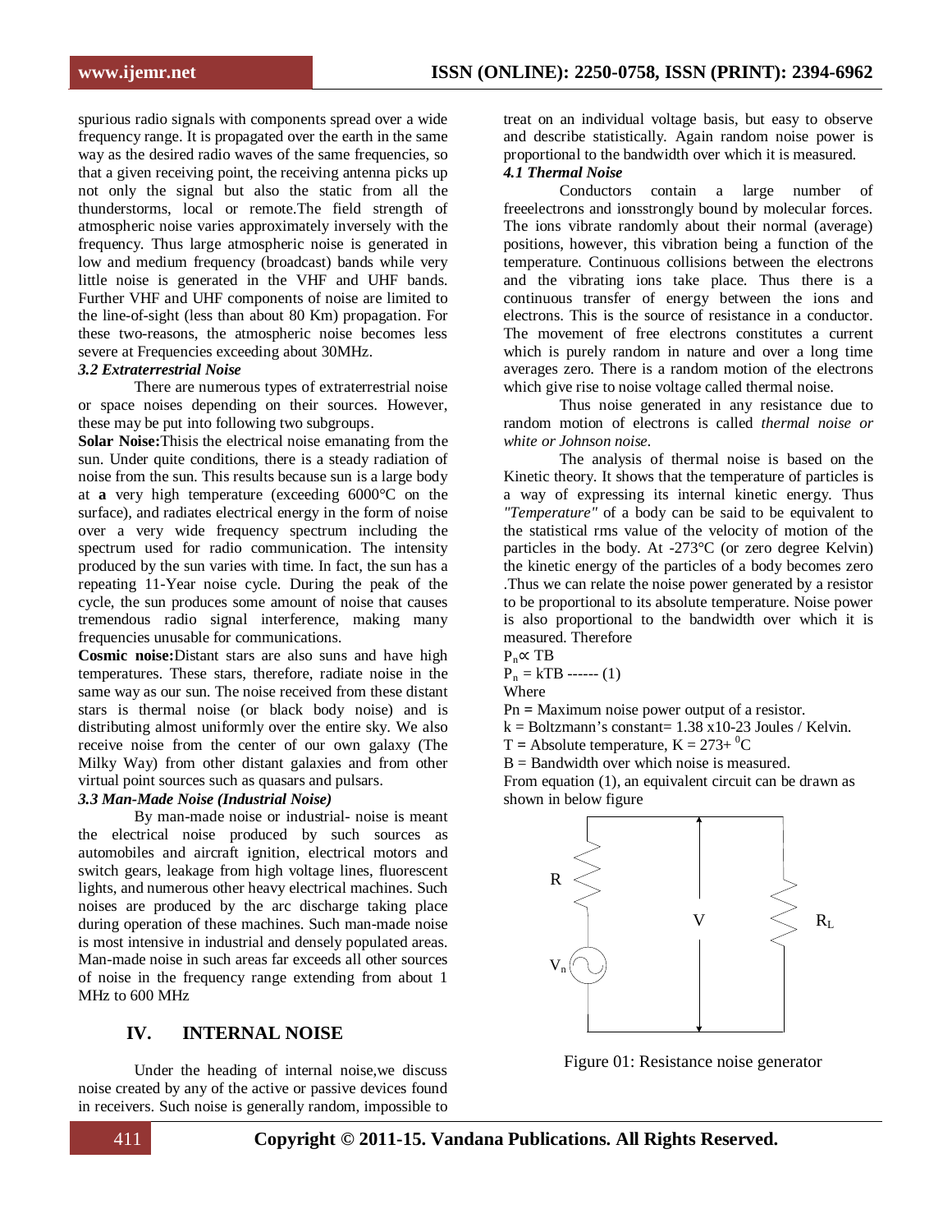spurious radio signals with components spread over a wide frequency range. It is propagated over the earth in the same way as the desired radio waves of the same frequencies, so that a given receiving point, the receiving antenna picks up not only the signal but also the static from all the thunderstorms, local or remote.The field strength of atmospheric noise varies approximately inversely with the frequency. Thus large atmospheric noise is generated in low and medium frequency (broadcast) bands while very little noise is generated in the VHF and UHF bands. Further VHF and UHF components of noise are limited to the line-of-sight (less than about 80 Km) propagation. For these two-reasons, the atmospheric noise becomes less severe at Frequencies exceeding about 30MHz.

### *3.2 Extraterrestrial Noise*

There are numerous types of extraterrestrial noise or space noises depending on their sources. However, these may be put into following two subgroups.

**Solar Noise:**Thisis the electrical noise emanating from the sun. Under quite conditions, there is a steady radiation of noise from the sun. This results because sun is a large body at **a** very high temperature (exceeding 6000°C on the surface), and radiates electrical energy in the form of noise over a very wide frequency spectrum including the spectrum used for radio communication. The intensity produced by the sun varies with time. In fact, the sun has a repeating 11-Year noise cycle. During the peak of the cycle, the sun produces some amount of noise that causes tremendous radio signal interference, making many frequencies unusable for communications.

**Cosmic noise:**Distant stars are also suns and have high temperatures. These stars, therefore, radiate noise in the same way as our sun. The noise received from these distant stars is thermal noise (or black body noise) and is distributing almost uniformly over the entire sky. We also receive noise from the center of our own galaxy (The Milky Way) from other distant galaxies and from other virtual point sources such as quasars and pulsars.

### *3.3 Man-Made Noise (Industrial Noise)*

By man-made noise or industrial- noise is meant the electrical noise produced by such sources as automobiles and aircraft ignition, electrical motors and switch gears, leakage from high voltage lines, fluorescent lights, and numerous other heavy electrical machines. Such noises are produced by the arc discharge taking place during operation of these machines. Such man-made noise is most intensive in industrial and densely populated areas. Man-made noise in such areas far exceeds all other sources of noise in the frequency range extending from about 1 MHz to 600 MHz

## IV. INTERNAL NOISE

Under the heading of internal noise,we discuss noise created by any of the active or passive devices found in receivers. Such noise is generally random, impossible to treat on an individual voltage basis, but easy to observe and describe statistically. Again random noise power is proportional to the bandwidth over which it is measured.

### *4.1 Thermal Noise*

Conductors contain a large number of freeelectrons and ionsstrongly bound by molecular forces. The ions vibrate randomly about their normal (average) positions, however, this vibration being a function of the temperature. Continuous collisions between the electrons and the vibrating ions take place. Thus there is a continuous transfer of energy between the ions and electrons. This is the source of resistance in a conductor. The movement of free electrons constitutes a current which is purely random in nature and over a long time averages zero. There is a random motion of the electrons which give rise to noise voltage called thermal noise.

Thus noise generated in any resistance due to random motion of electrons is called *thermal noise or white or Johnson noise.*

The analysis of thermal noise is based on the Kinetic theory. It shows that the temperature of particles is a way of expressing its internal kinetic energy. Thus *"Temperature"* of a body can be said to be equivalent to the statistical rms value of the velocity of motion of the particles in the body. At -273°C (or zero degree Kelvin) the kinetic energy of the particles of a body becomes zero .Thus we can relate the noise power generated by a resistor to be proportional to its absolute temperature. Noise power is also proportional to the bandwidth over which it is measured. Therefore

$P_n \propto TB$

$P_n = kTB$ ------ (1)

Where

Pn = Maximum noise power output of a resistor.

k = Boltzmann's constant= 1.38 x10-23 Joules / Kelvin.

T = Absolute temperature, K = 273+ $^{0}$C

B = Bandwidth over which noise is measured.

From equation (1), an equivalent circuit can be drawn as shown in below figure

Figure 01: Resistance noise generator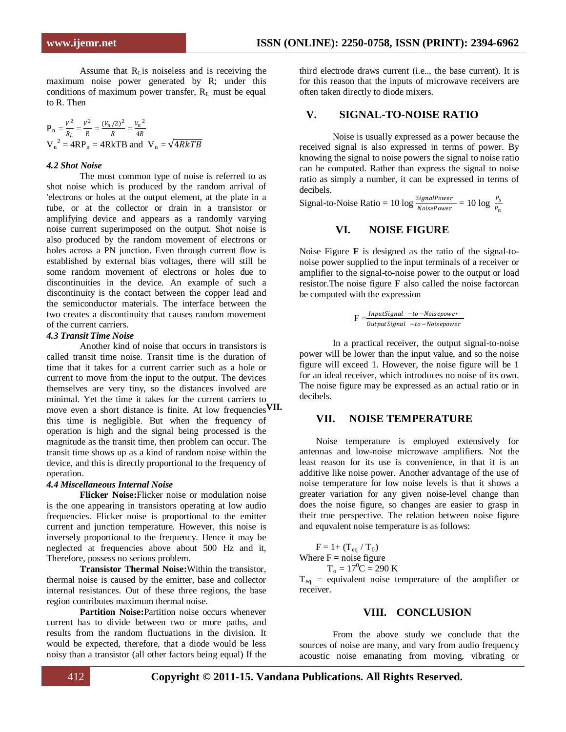Assume that $R_L$ is noiseless and is receiving the maximum noise power generated by R; under this conditions of maximum power transfer, $R_L$ must be equal to R. Then

$$P_n = \frac{V^2}{R_L} = \frac{V^2}{R} = \frac{(V_n/2)^2}{R} = \frac{{V_n}^2}{4R}$$

$${V_n}^2 = 4RP_n = 4RkTB \text{ and } V_n = \sqrt{4RkTB}$$

### *4.2 Shot Noise*

The most common type of noise is referred to as shot noise which is produced by the random arrival of 'electrons or holes at the output element, at the plate in a tube, at the collector or drain in a transistor or amplifying device and appears as a randomly varying noise current superimposed on the output. Shot noise is also produced by the random movement of electrons or holes across a PN junction. Even through current flow is established by external bias voltages, there will still be some random movement of electrons or holes due to discontinuities in the device. An example of such a discontinuity is the contact between the copper lead and the semiconductor materials. The interface between the two creates a discontinuity that causes random movement of the current carriers.

### *4.3 Transit Time Noise*

Another kind of noise that occurs in transistors is called transit time noise. Transit time is the duration of time that it takes for a current carrier such as a hole or current to move from the input to the output. The devices themselves are very tiny, so the distances involved are minimal. Yet the time it takes for the current carriers to move even a short distance is finite. At low frequencies this time is negligible. But when the frequency of operation is high and the signal being processed is the magnitude as the transit time, then problem can occur. The transit time shows up as a kind of random noise within the device, and this is directly proportional to the frequency of operation.

### *4.4 Miscellaneous Internal Noise*

**Flicker Noise:** Flicker noise or modulation noise is the one appearing in transistors operating at low audio frequencies. Flicker noise is proportional to the emitter current and junction temperature. However, this noise is inversely proportional to the frequency. Hence it may be neglected at frequencies above about 500 Hz and it, Therefore, possess no serious problem.

**Transistor Thermal Noise:** Within the transistor, thermal noise is caused by the emitter, base and collector internal resistances. Out of these three regions, the base region contributes maximum thermal noise.

**Partition Noise:** Partition noise occurs whenever current has to divide between two or more paths, and results from the random fluctuations in the division. It would be expected, therefore, that a diode would be less noisy than a transistor (all other factors being equal) If the third electrode draws current (i.e.., the base current). It is for this reason that the inputs of microwave receivers are often taken directly to diode mixers.

## V. SIGNAL-TO-NOISE RATIO

Noise is usually expressed as a power because the received signal is also expressed in terms of power. By knowing the signal to noise powers the signal to noise ratio can be computed. Rather than express the signal to noise ratio as simply a number, it can be expressed in terms of decibels.

$$\text{Signal-to-Noise Ratio} = 10 \log \frac{SignalPower}{NoisePower} = 10 \log \frac{P_s}{P_n}$$

## VI. NOISE FIGURE

Noise Figure **F** is designed as the ratio of the signal-to-noise power supplied to the input terminals of a receiver or amplifier to the signal-to-noise power to the output or load resistor.The noise figure **F** also called the noise factorcan be computed with the expression

$$F = \frac{InputSignal \;\; -to-Noisepower}{OutputSignal \;\; -to-Noisepower}$$

In a practical receiver, the output signal-to-noise power will be lower than the input value, and so the noise figure will exceed 1. However, the noise figure will be 1 for an ideal receiver, which introduces no noise of its own. The noise figure may be expressed as an actual ratio or in decibels.

## VII. NOISE TEMPERATURE

Noise temperature is employed extensively for antennas and low-noise microwave amplifiers. Not the least reason for its use is convenience, in that it is an additive like noise power. Another advantage of the use of noise temperature for low noise levels is that it shows a greater variation for any given noise-level change than does the noise figure, so changes are easier to grasp in their true perspective. The relation between noise figure and equivalent noise temperature is as follows:

$$F = 1 + (T_{eq} / T_0)$$

Where F = noise figure

$T_o = 17^0C = 290$ K

$T_{eq}$ = equivalent noise temperature of the amplifier or receiver.

## VIII. CONCLUSION

From the above study we conclude that the sources of noise are many, and vary from audio frequency acoustic noise emanating from moving, vibrating or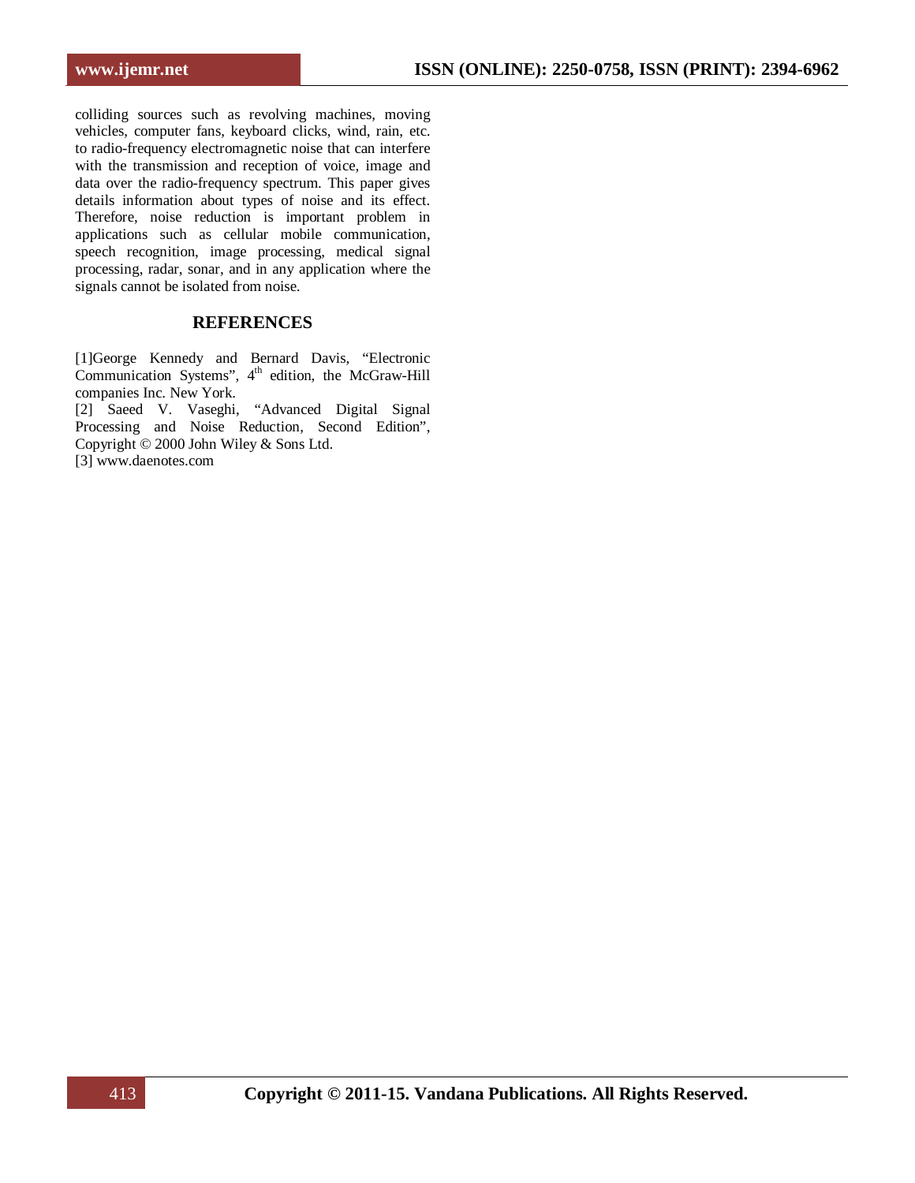colliding sources such as revolving machines, moving vehicles, computer fans, keyboard clicks, wind, rain, etc. to radio-frequency electromagnetic noise that can interfere with the transmission and reception of voice, image and data over the radio-frequency spectrum. This paper gives details information about types of noise and its effect. Therefore, noise reduction is important problem in applications such as cellular mobile communication, speech recognition, image processing, medical signal processing, radar, sonar, and in any application where the signals cannot be isolated from noise.

## REFERENCES

[1]George Kennedy and Bernard Davis, "Electronic Communication Systems", 4th edition, the McGraw-Hill companies Inc. New York.

[2] Saeed V. Vaseghi, "Advanced Digital Signal Processing and Noise Reduction, Second Edition", Copyright © 2000 John Wiley & Sons Ltd.

[3] www.daenotes.com